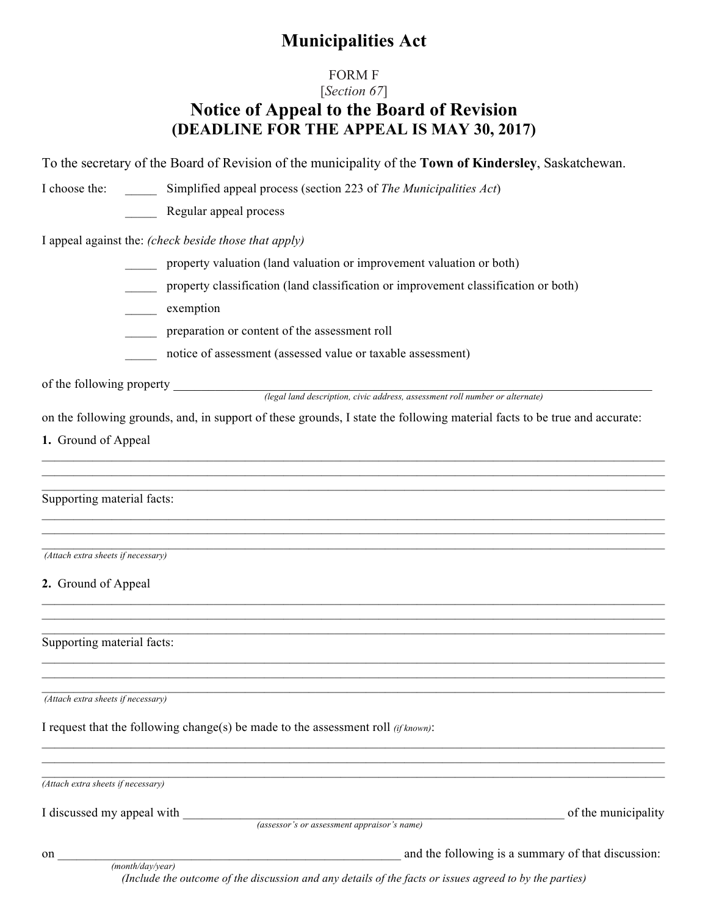# Municipalities Act

FORM F
[*Section 67*]

## Notice of Appeal to the Board of Revision
## (DEADLINE FOR THE APPEAL IS MAY 30, 2017)

To the secretary of the Board of Revision of the municipality of the **Town of Kindersley**, Saskatchewan.

I choose the: _____ Simplified appeal process (section 223 of *The Municipalities Act*)

_____ Regular appeal process

I appeal against the: *(check beside those that apply)*

_____ property valuation (land valuation or improvement valuation or both)

_____ property classification (land classification or improvement classification or both)

_____ exemption

_____ preparation or content of the assessment roll

_____ notice of assessment (assessed value or taxable assessment)

of the following property ___________________________________________________________________
*(legal land description, civic address, assessment roll number or alternate)*

on the following grounds, and, in support of these grounds, I state the following material facts to be true and accurate:

**1.** Ground of Appeal

_______________________________________________________________________________________
_______________________________________________________________________________________
_______________________________________________________________________________________

Supporting material facts:

_______________________________________________________________________________________
_______________________________________________________________________________________
_______________________________________________________________________________________
*(Attach extra sheets if necessary)*

**2.** Ground of Appeal

_______________________________________________________________________________________
_______________________________________________________________________________________
_______________________________________________________________________________________

Supporting material facts:

_______________________________________________________________________________________
_______________________________________________________________________________________
_______________________________________________________________________________________
*(Attach extra sheets if necessary)*

I request that the following change(s) be made to the assessment roll *(if known)*:

_______________________________________________________________________________________
_______________________________________________________________________________________
_______________________________________________________________________________________
*(Attach extra sheets if necessary)*

I discussed my appeal with _______________________________________________________ of the municipality
*(assessor's or assessment appraiser's name)*

on _______________________________________________ and the following is a summary of that discussion:
*(month/day/year)*
*(Include the outcome of the discussion and any details of the facts or issues agreed to by the parties)*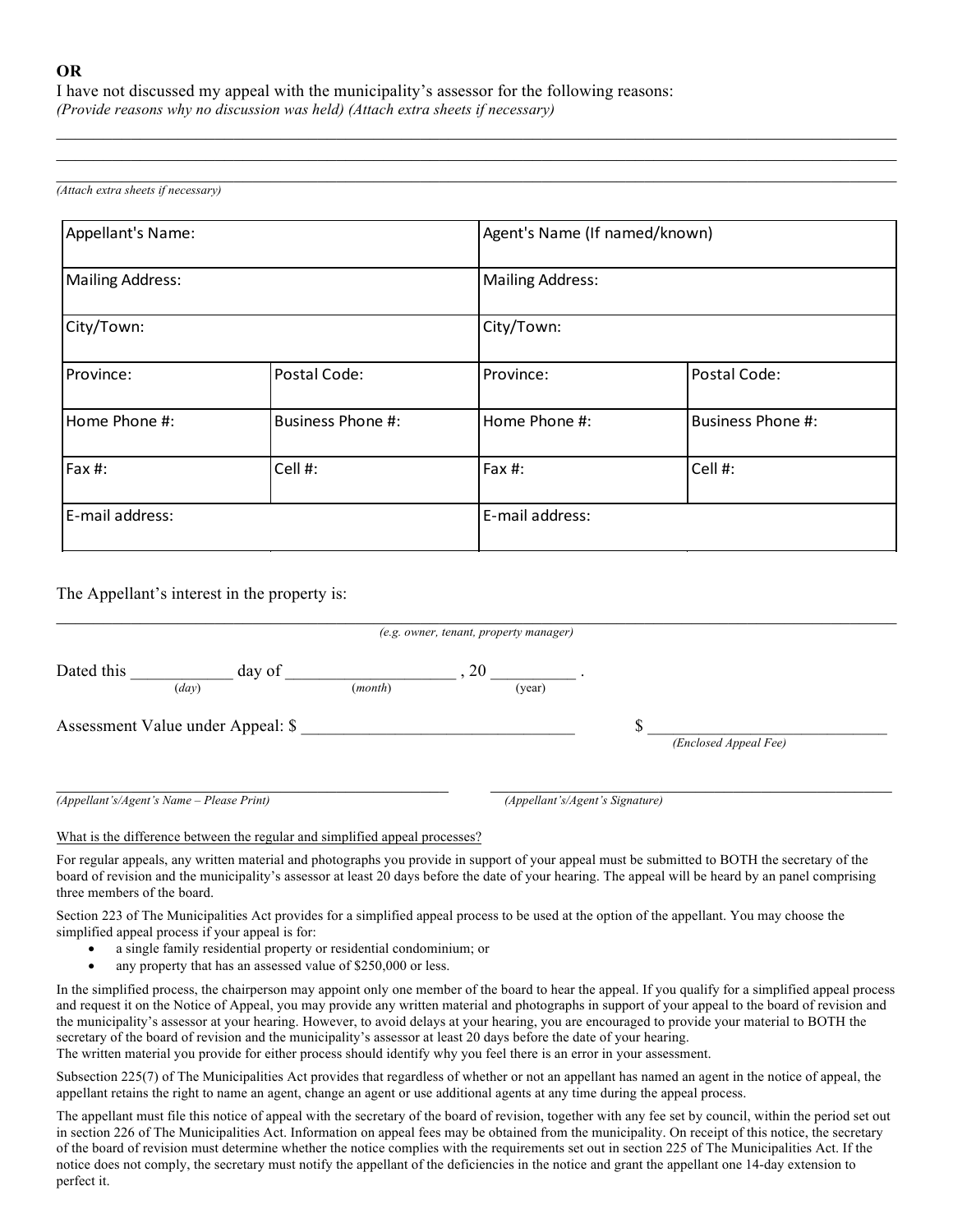**OR**

I have not discussed my appeal with the municipality's assessor for the following reasons:
*(Provide reasons why no discussion was held) (Attach extra sheets if necessary)*

\_\_\_\_\_\_\_\_\_\_\_\_\_\_\_\_\_\_\_\_\_\_\_\_\_\_\_\_\_\_\_\_\_\_\_\_\_\_\_\_\_\_\_\_\_\_\_\_\_\_\_\_\_\_\_\_\_\_\_\_\_\_\_\_\_\_\_\_\_\_\_\_\_\_\_\_\_\_

\_\_\_\_\_\_\_\_\_\_\_\_\_\_\_\_\_\_\_\_\_\_\_\_\_\_\_\_\_\_\_\_\_\_\_\_\_\_\_\_\_\_\_\_\_\_\_\_\_\_\_\_\_\_\_\_\_\_\_\_\_\_\_\_\_\_\_\_\_\_\_\_\_\_\_\_\_\_

\_\_\_\_\_\_\_\_\_\_\_\_\_\_\_\_\_\_\_\_\_\_\_\_\_\_\_\_\_\_\_\_\_\_\_\_\_\_\_\_\_\_\_\_\_\_\_\_\_\_\_\_\_\_\_\_\_\_\_\_\_\_\_\_\_\_\_\_\_\_\_\_\_\_\_\_\_\_

*(Attach extra sheets if necessary)*

| | | | |
|---|---|---|---|
| Appellant's Name: | | Agent's Name (If named/known) | |
| Mailing Address: | | Mailing Address: | |
| City/Town: | | City/Town: | |
| Province: | Postal Code: | Province: | Postal Code: |
| Home Phone #: | Business Phone #: | Home Phone #: | Business Phone #: |
| Fax #: | Cell #: | Fax #: | Cell #: |
| E-mail address: | | E-mail address: | |

The Appellant's interest in the property is:

\_\_\_\_\_\_\_\_\_\_\_\_\_\_\_\_\_\_\_\_\_\_\_\_\_\_\_\_\_\_\_\_\_\_\_\_\_\_\_\_\_\_\_\_\_\_\_\_\_\_\_\_\_\_\_\_\_\_\_\_\_\_\_\_\_\_\_\_\_\_\_\_\_\_\_\_\_\_
*(e.g. owner, tenant, property manager)*

Dated this \_\_\_\_\_\_\_\_\_\_\_\_ *(day)* day of \_\_\_\_\_\_\_\_\_\_\_\_\_\_\_\_\_\_\_\_ *(month)*, 20 \_\_\_\_\_\_\_\_\_\_ (year).

Assessment Value under Appeal: $ \_\_\_\_\_\_\_\_\_\_\_\_\_\_\_\_\_\_\_\_\_\_\_\_\_\_\_\_\_\_\_\_\_\_ $ \_\_\_\_\_\_\_\_\_\_\_\_\_\_\_\_\_\_\_\_\_\_\_\_\_\_\_\_\_\_ *(Enclosed Appeal Fee)*

\_\_\_\_\_\_\_\_\_\_\_\_\_\_\_\_\_\_\_\_\_\_\_\_\_\_\_\_\_\_\_\_\_\_\_\_\_\_\_\_\_\_\_ \_\_\_\_\_\_\_\_\_\_\_\_\_\_\_\_\_\_\_\_\_\_\_\_\_\_\_\_\_\_\_\_\_\_\_\_\_\_\_\_\_\_\_

*(Appellant's/Agent's Name – Please Print)* *(Appellant's/Agent's Signature)*

<u>What is the difference between the regular and simplified appeal processes?</u>

For regular appeals, any written material and photographs you provide in support of your appeal must be submitted to BOTH the secretary of the board of revision and the municipality's assessor at least 20 days before the date of your hearing. The appeal will be heard by an panel comprising three members of the board.

Section 223 of The Municipalities Act provides for a simplified appeal process to be used at the option of the appellant. You may choose the simplified appeal process if your appeal is for:

- a single family residential property or residential condominium; or
- any property that has an assessed value of $250,000 or less.

In the simplified process, the chairperson may appoint only one member of the board to hear the appeal. If you qualify for a simplified appeal process and request it on the Notice of Appeal, you may provide any written material and photographs in support of your appeal to the board of revision and the municipality's assessor at your hearing. However, to avoid delays at your hearing, you are encouraged to provide your material to BOTH the secretary of the board of revision and the municipality's assessor at least 20 days before the date of your hearing.
The written material you provide for either process should identify why you feel there is an error in your assessment.

Subsection 225(7) of The Municipalities Act provides that regardless of whether or not an appellant has named an agent in the notice of appeal, the appellant retains the right to name an agent, change an agent or use additional agents at any time during the appeal process.

The appellant must file this notice of appeal with the secretary of the board of revision, together with any fee set by council, within the period set out in section 226 of The Municipalities Act. Information on appeal fees may be obtained from the municipality. On receipt of this notice, the secretary of the board of revision must determine whether the notice complies with the requirements set out in section 225 of The Municipalities Act. If the notice does not comply, the secretary must notify the appellant of the deficiencies in the notice and grant the appellant one 14-day extension to perfect it.